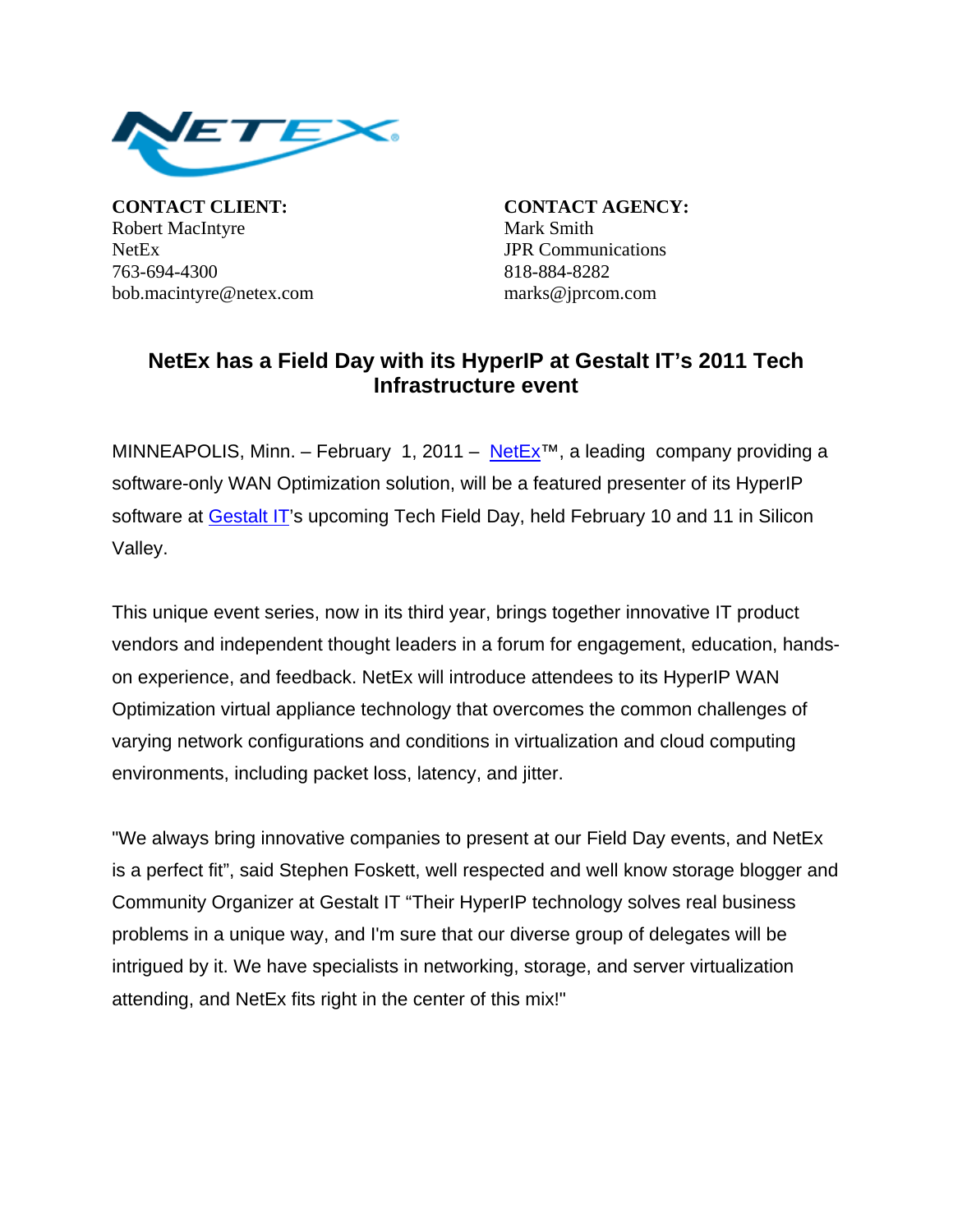**CONTACT CLIENT:**
Robert MacIntyre
NetEx
763-694-4300
bob.macintyre@netex.com

**CONTACT AGENCY:**
Mark Smith
JPR Communications
818-884-8282
marks@jprcom.com

# NetEx has a Field Day with its HyperIP at Gestalt IT's 2011 Tech Infrastructure event

MINNEAPOLIS, Minn. – February 1, 2011 – NetEx™, a leading company providing a software-only WAN Optimization solution, will be a featured presenter of its HyperIP software at Gestalt IT's upcoming Tech Field Day, held February 10 and 11 in Silicon Valley.

This unique event series, now in its third year, brings together innovative IT product vendors and independent thought leaders in a forum for engagement, education, hands-on experience, and feedback. NetEx will introduce attendees to its HyperIP WAN Optimization virtual appliance technology that overcomes the common challenges of varying network configurations and conditions in virtualization and cloud computing environments, including packet loss, latency, and jitter.

"We always bring innovative companies to present at our Field Day events, and NetEx is a perfect fit", said Stephen Foskett, well respected and well know storage blogger and Community Organizer at Gestalt IT "Their HyperIP technology solves real business problems in a unique way, and I'm sure that our diverse group of delegates will be intrigued by it. We have specialists in networking, storage, and server virtualization attending, and NetEx fits right in the center of this mix!"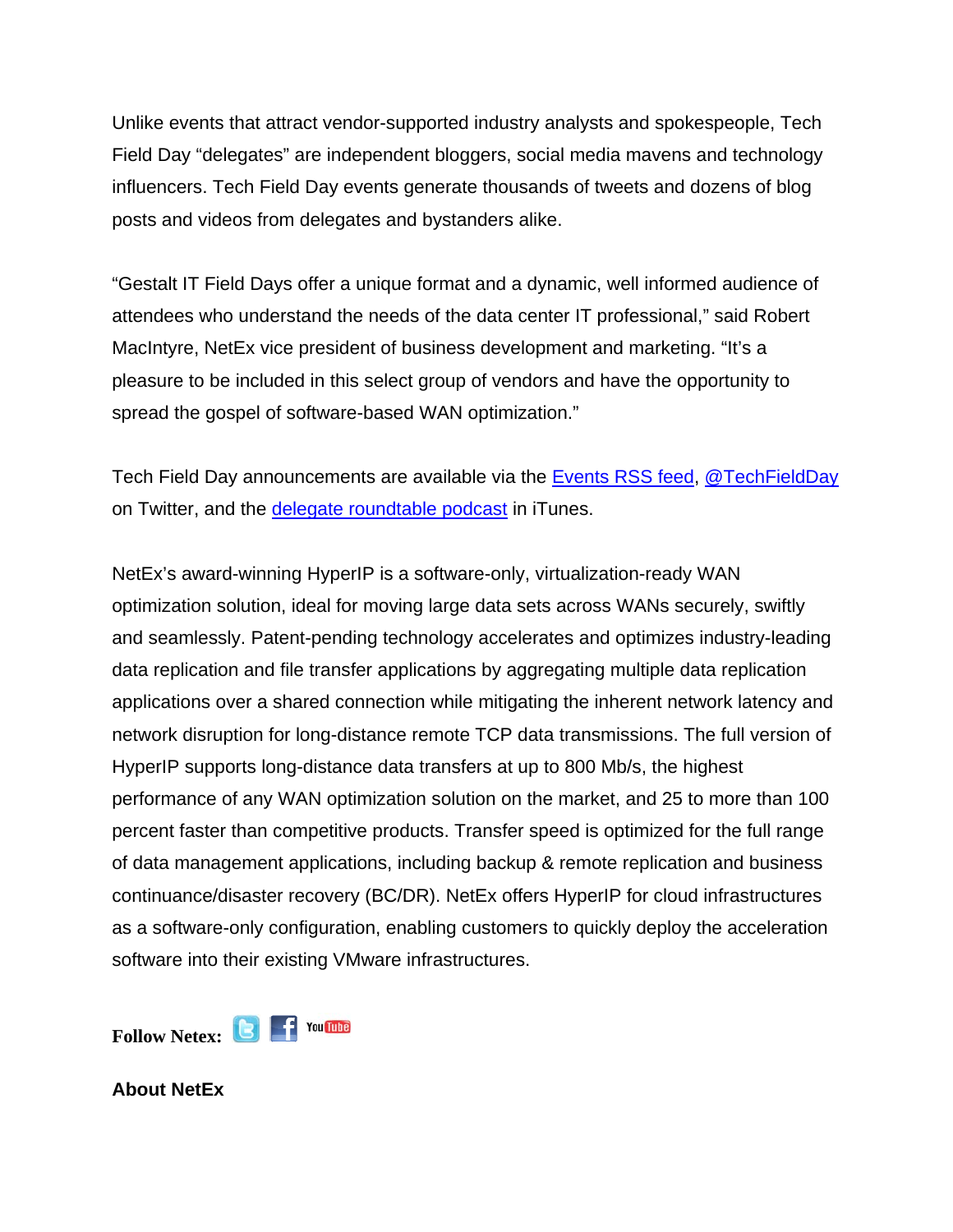Unlike events that attract vendor-supported industry analysts and spokespeople, Tech Field Day "delegates" are independent bloggers, social media mavens and technology influencers. Tech Field Day events generate thousands of tweets and dozens of blog posts and videos from delegates and bystanders alike.

"Gestalt IT Field Days offer a unique format and a dynamic, well informed audience of attendees who understand the needs of the data center IT professional," said Robert MacIntyre, NetEx vice president of business development and marketing. "It's a pleasure to be included in this select group of vendors and have the opportunity to spread the gospel of software-based WAN optimization."

Tech Field Day announcements are available via the Events RSS feed, @TechFieldDay on Twitter, and the delegate roundtable podcast in iTunes.

NetEx's award-winning HyperIP is a software-only, virtualization-ready WAN optimization solution, ideal for moving large data sets across WANs securely, swiftly and seamlessly. Patent-pending technology accelerates and optimizes industry-leading data replication and file transfer applications by aggregating multiple data replication applications over a shared connection while mitigating the inherent network latency and network disruption for long-distance remote TCP data transmissions. The full version of HyperIP supports long-distance data transfers at up to 800 Mb/s, the highest performance of any WAN optimization solution on the market, and 25 to more than 100 percent faster than competitive products. Transfer speed is optimized for the full range of data management applications, including backup & remote replication and business continuance/disaster recovery (BC/DR). NetEx offers HyperIP for cloud infrastructures as a software-only configuration, enabling customers to quickly deploy the acceleration software into their existing VMware infrastructures.

**Follow Netex:**

**About NetEx**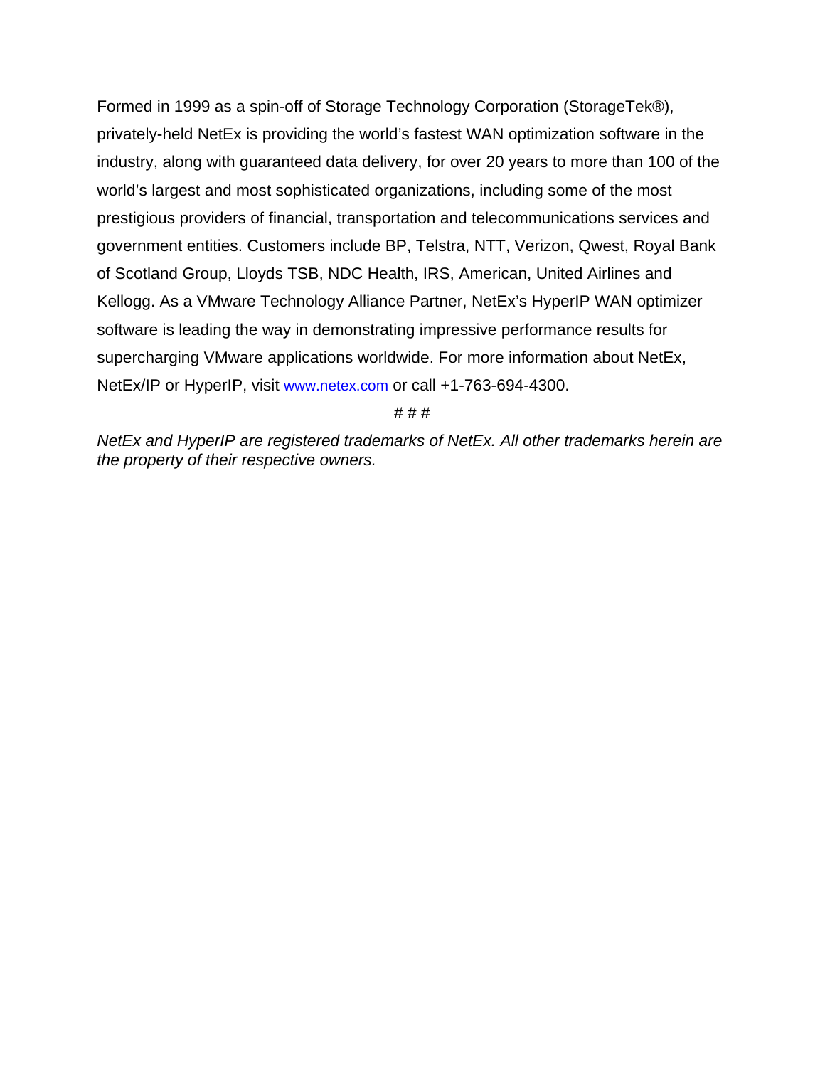Formed in 1999 as a spin-off of Storage Technology Corporation (StorageTek®), privately-held NetEx is providing the world's fastest WAN optimization software in the industry, along with guaranteed data delivery, for over 20 years to more than 100 of the world's largest and most sophisticated organizations, including some of the most prestigious providers of financial, transportation and telecommunications services and government entities. Customers include BP, Telstra, NTT, Verizon, Qwest, Royal Bank of Scotland Group, Lloyds TSB, NDC Health, IRS, American, United Airlines and Kellogg. As a VMware Technology Alliance Partner, NetEx's HyperIP WAN optimizer software is leading the way in demonstrating impressive performance results for supercharging VMware applications worldwide. For more information about NetEx, NetEx/IP or HyperIP, visit www.netex.com or call +1-763-694-4300.

# # #

*NetEx and HyperIP are registered trademarks of NetEx. All other trademarks herein are the property of their respective owners.*